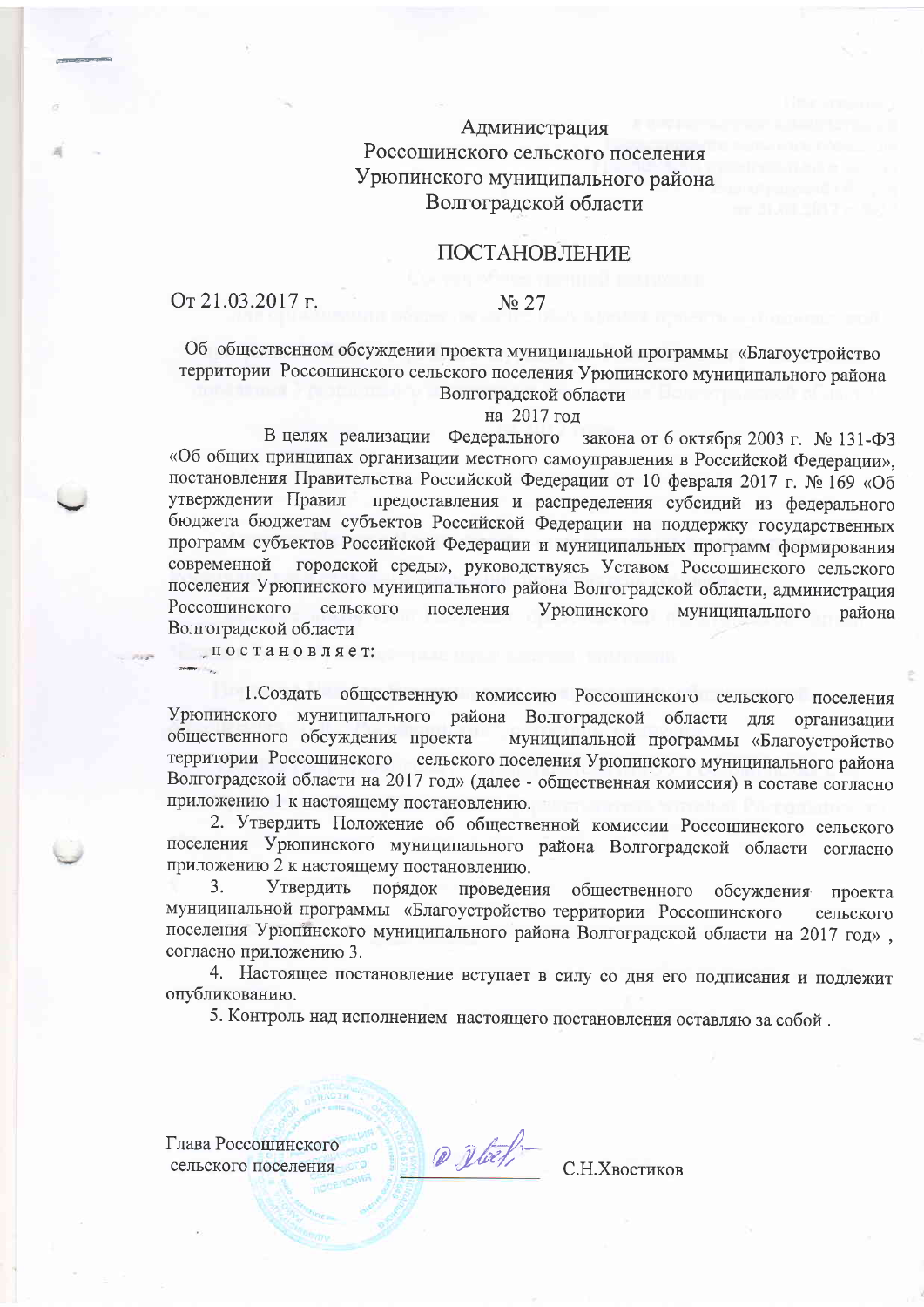Администрация
Россошинского сельского поселения
Урюпинского муниципального района
Волгоградской области

# ПОСТАНОВЛЕНИЕ

От 21.03.2017 г. № 27

Об общественном обсуждении проекта муниципальной программы «Благоустройство территории Россошинского сельского поселения Урюпинского муниципального района Волгоградской области на 2017 год

В целях реализации Федерального закона от 6 октября 2003 г. № 131-ФЗ «Об общих принципах организации местного самоуправления в Российской Федерации», постановления Правительства Российской Федерации от 10 февраля 2017 г. № 169 «Об утверждении Правил предоставления и распределения субсидий из федерального бюджета бюджетам субъектов Российской Федерации на поддержку государственных программ субъектов Российской Федерации и муниципальных программ формирования современной городской среды», руководствуясь Уставом Россошинского сельского поселения Урюпинского муниципального района Волгоградской области, администрация Россошинского сельского поселения Урюпинского муниципального района Волгоградской области

п о с т а н о в л я е т:

1.Создать общественную комиссию Россошинского сельского поселения Урюпинского муниципального района Волгоградской области для организации общественного обсуждения проекта муниципальной программы «Благоустройство территории Россошинского сельского поселения Урюпинского муниципального района Волгоградской области на 2017 год» (далее - общественная комиссия) в составе согласно приложению 1 к настоящему постановлению.

2. Утвердить Положение об общественной комиссии Россошинского сельского поселения Урюпинского муниципального района Волгоградской области согласно приложению 2 к настоящему постановлению.

3. Утвердить порядок проведения общественного обсуждения проекта муниципальной программы «Благоустройство территории Россошинского сельского поселения Урюпинского муниципального района Волгоградской области на 2017 год» , согласно приложению 3.

4. Настоящее постановление вступает в силу со дня его подписания и подлежит опубликованию.

5. Контроль над исполнением настоящего постановления оставляю за собой .

Глава Россошинского
сельского поселения С.Н.Хвостиков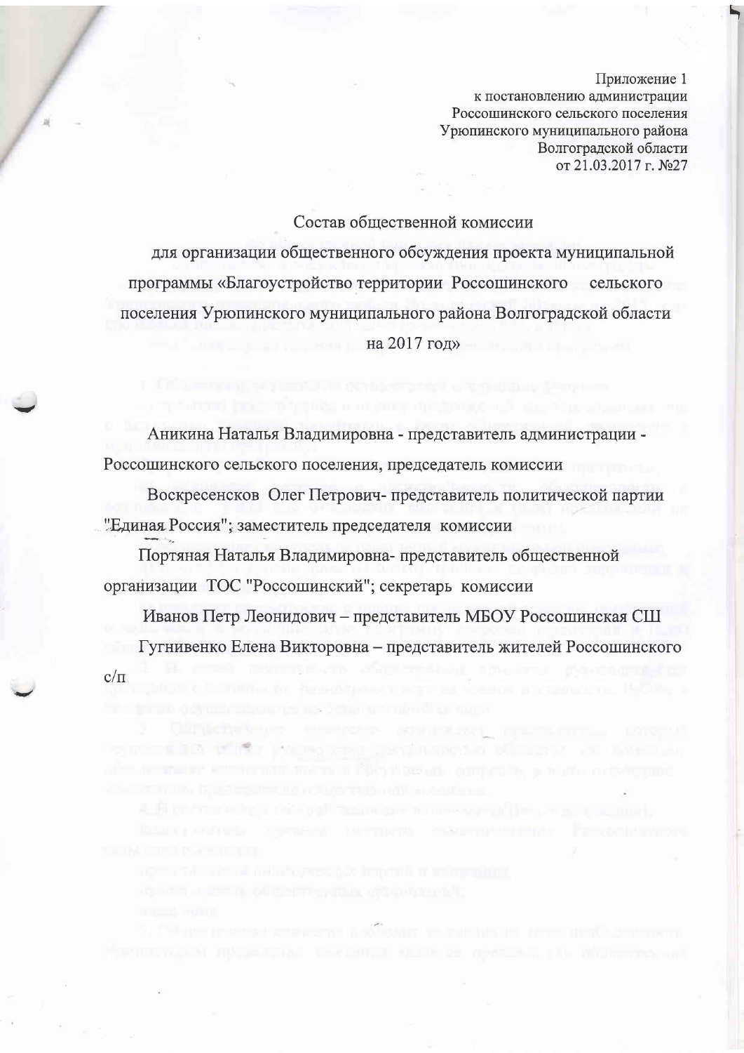Приложение 1
к постановлению администрации
Россошинского сельского поселения
Урюпинского муниципального района
Волгоградской области
от 21.03.2017 г. №27

## Состав общественной комиссии

## для организации общественного обсуждения проекта муниципальной программы «Благоустройство территории Россошинского сельского поселения Урюпинского муниципального района Волгоградской области на 2017 год»

Аникина Наталья Владимировна - представитель администрации - Россошинского сельского поселения, председатель комиссии

Воскресенсков Олег Петрович- представитель политической партии "Единая Россия"; заместитель председателя комиссии

Портяная Наталья Владимировна- представитель общественной организации ТОС "Россошинский"; секретарь комиссии

Иванов Петр Леонидович – представитель МБОУ Россошинская СШ

Гугнивенко Елена Викторовна – представитель жителей Россошинского с/п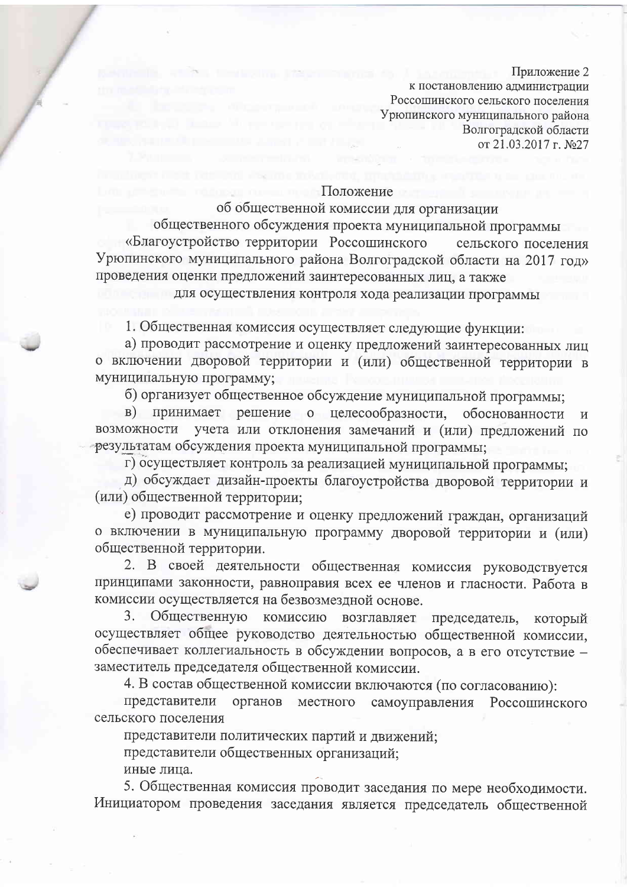Приложение 2
к постановлению администрации
Россошинского сельского поселения
Урюпинского муниципального района
Волгоградской области
от 21.03.2017 г. №27

## Положение
## об общественной комиссии для организации общественного обсуждения проекта муниципальной программы «Благоустройство территории Россошинского сельского поселения Урюпинского муниципального района Волгоградской области на 2017 год» проведения оценки предложений заинтересованных лиц, а также для осуществления контроля хода реализации программы

1. Общественная комиссия осуществляет следующие функции:

а) проводит рассмотрение и оценку предложений заинтересованных лиц о включении дворовой территории и (или) общественной территории в муниципальную программу;

б) организует общественное обсуждение муниципальной программы;

в) принимает решение о целесообразности, обоснованности и возможности учета или отклонения замечаний и (или) предложений по результатам обсуждения проекта муниципальной программы;

г) осуществляет контроль за реализацией муниципальной программы;

д) обсуждает дизайн-проекты благоустройства дворовой территории и (или) общественной территории;

е) проводит рассмотрение и оценку предложений граждан, организаций о включении в муниципальную программу дворовой территории и (или) общественной территории.

2. В своей деятельности общественная комиссия руководствуется принципами законности, равноправия всех ее членов и гласности. Работа в комиссии осуществляется на безвозмездной основе.

3. Общественную комиссию возглавляет председатель, который осуществляет общее руководство деятельностью общественной комиссии, обеспечивает коллегиальность в обсуждении вопросов, а в его отсутствие – заместитель председателя общественной комиссии.

4. В состав общественной комиссии включаются (по согласованию):

представители органов местного самоуправления Россошинского сельского поселения

представители политических партий и движений;

представители общественных организаций;

иные лица.

5. Общественная комиссия проводит заседания по мере необходимости. Инициатором проведения заседания является председатель общественной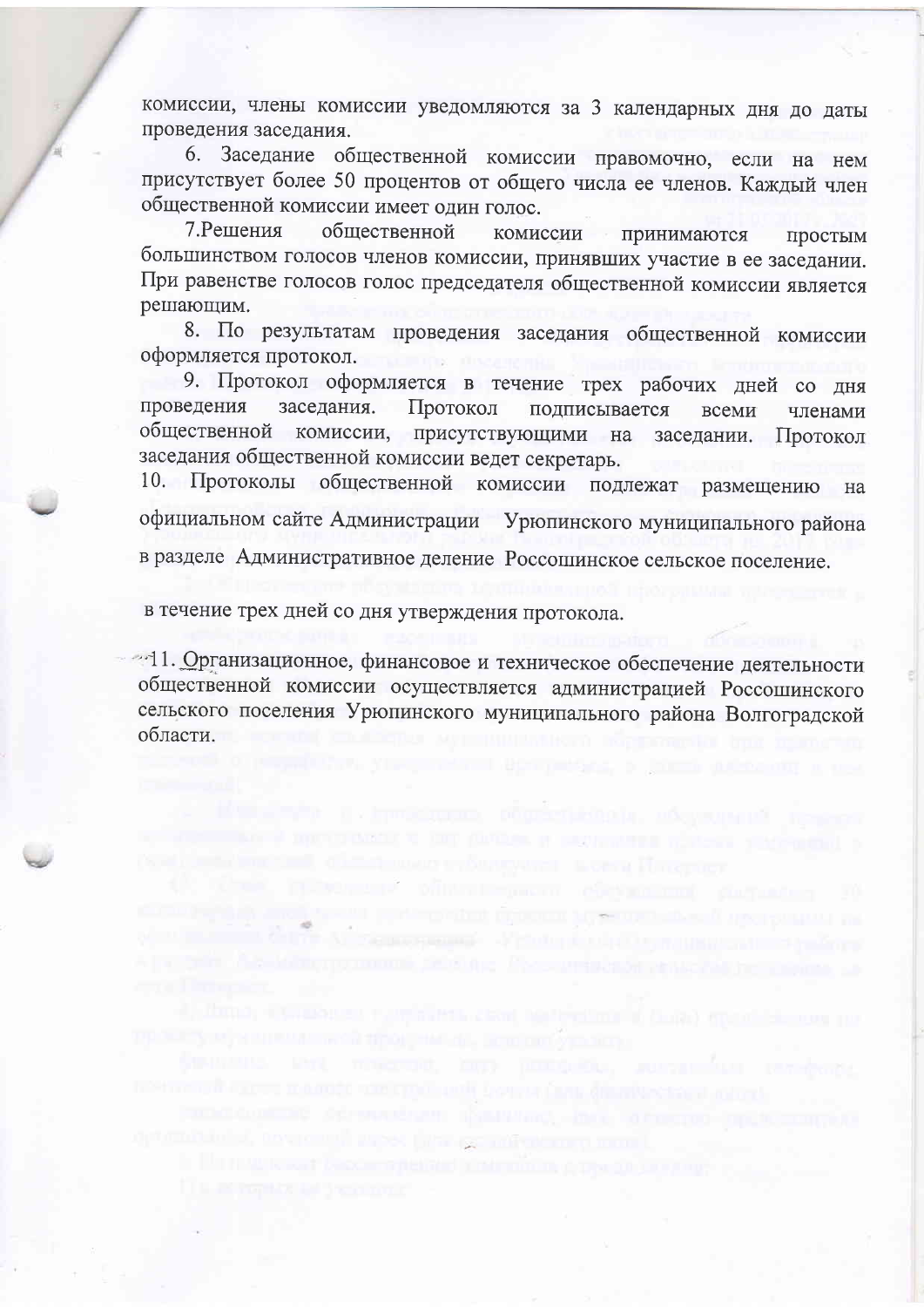комиссии, члены комиссии уведомляются за 3 календарных дня до даты проведения заседания.

6. Заседание общественной комиссии правомочно, если на нем присутствует более 50 процентов от общего числа ее членов. Каждый член общественной комиссии имеет один голос.

7. Решения общественной комиссии принимаются простым большинством голосов членов комиссии, принявших участие в ее заседании. При равенстве голосов голос председателя общественной комиссии является решающим.

8. По результатам проведения заседания общественной комиссии оформляется протокол.

9. Протокол оформляется в течение трех рабочих дней со дня проведения заседания. Протокол подписывается всеми членами общественной комиссии, присутствующими на заседании. Протокол заседания общественной комиссии ведет секретарь.

10. Протоколы общественной комиссии подлежат размещению на официальном сайте Администрации Урюпинского муниципального района в разделе Административное деление Россошинское сельское поселение.

в течение трех дней со дня утверждения протокола.

11. Организационное, финансовое и техническое обеспечение деятельности общественной комиссии осуществляется администрацией Россошинского сельского поселения Урюпинского муниципального района Волгоградской области.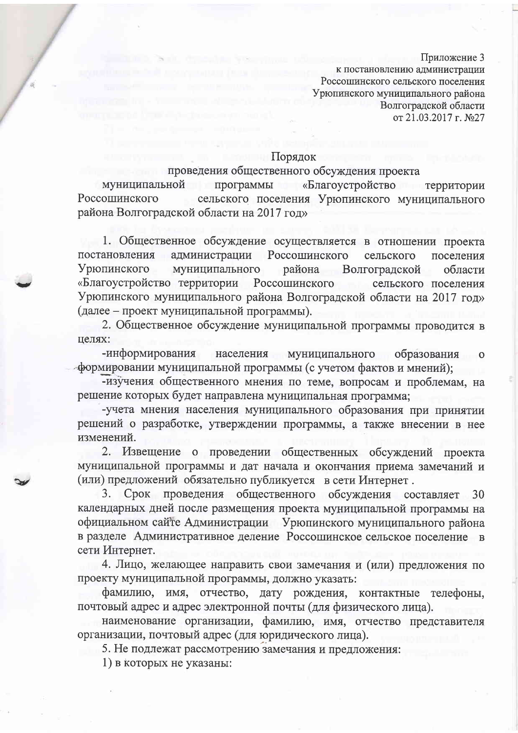Приложение 3
к постановлению администрации
Россошинского сельского поселения
Урюпинского муниципального района
Волгоградской области
от 21.03.2017 г. №27

Порядок
проведения общественного обсуждения проекта
муниципальной программы «Благоустройство территории Россошинского сельского поселения Урюпинского муниципального района Волгоградской области на 2017 год»

1. Общественное обсуждение осуществляется в отношении проекта постановления администрации Россошинского сельского поселения Урюпинского муниципального района Волгоградской области «Благоустройство территории Россошинского сельского поселения Урюпинского муниципального района Волгоградской области на 2017 год» (далее – проект муниципальной программы).

2. Общественное обсуждение муниципальной программы проводится в целях:

-информирования населения муниципального образования о формировании муниципальной программы (с учетом фактов и мнений);

-изучения общественного мнения по теме, вопросам и проблемам, на решение которых будет направлена муниципальная программа;

-учета мнения населения муниципального образования при принятии решений о разработке, утверждении программы, а также внесении в нее изменений.

2. Извещение о проведении общественных обсуждений проекта муниципальной программы и дат начала и окончания приема замечаний и (или) предложений обязательно публикуется в сети Интернет .

3. Срок проведения общественного обсуждения составляет 30 календарных дней после размещения проекта муниципальной программы на официальном сайте Администрации Урюпинского муниципального района в разделе Административное деление Россошинское сельское поселение в сети Интернет.

4. Лицо, желающее направить свои замечания и (или) предложения по проекту муниципальной программы, должно указать:

фамилию, имя, отчество, дату рождения, контактные телефоны, почтовый адрес и адрес электронной почты (для физического лица).

наименование организации, фамилию, имя, отчество представителя организации, почтовый адрес (для юридического лица).

5. Не подлежат рассмотрению замечания и предложения:

1) в которых не указаны: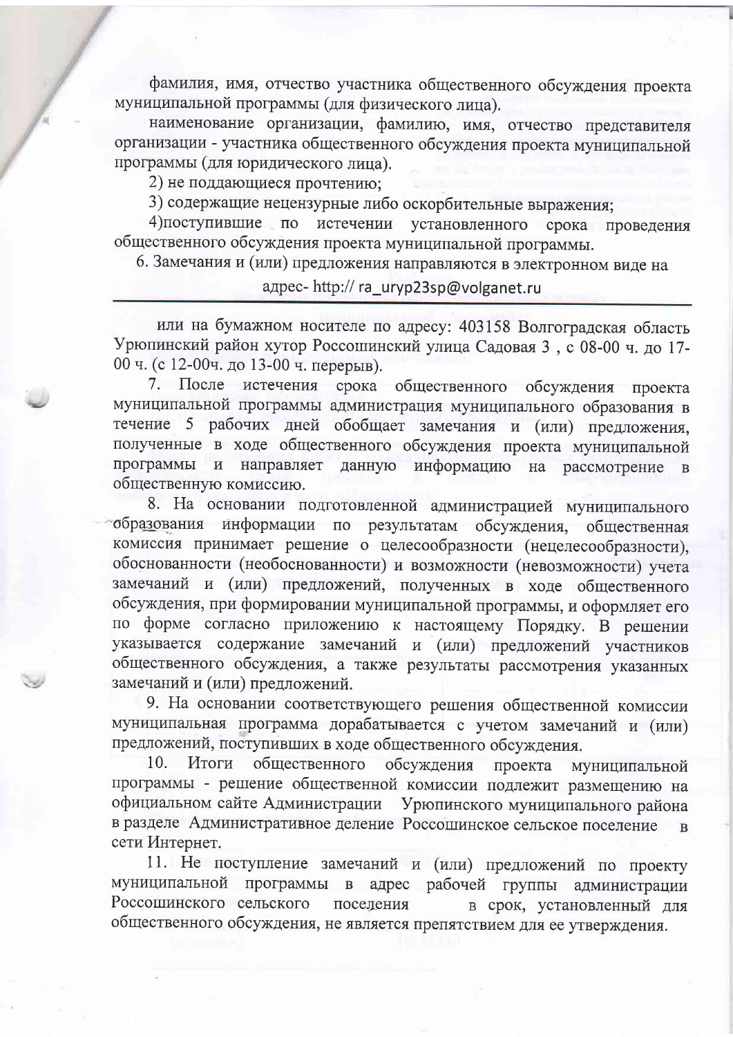фамилия, имя, отчество участника общественного обсуждения проекта муниципальной программы (для физического лица).

наименование организации, фамилию, имя, отчество представителя организации - участника общественного обсуждения проекта муниципальной программы (для юридического лица).

2) не поддающиеся прочтению;

3) содержащие нецензурные либо оскорбительные выражения;

4)поступившие по истечении установленного срока проведения общественного обсуждения проекта муниципальной программы.

6. Замечания и (или) предложения направляются в электронном виде на адрес- http:// ra_uryp23sp@volganet.ru

или на бумажном носителе по адресу: 403158 Волгоградская область Урюпинский район хутор Россошинский улица Садовая 3 , с 08-00 ч. до 17-00 ч. (с 12-00ч. до 13-00 ч. перерыв).

7. После истечения срока общественного обсуждения проекта муниципальной программы администрация муниципального образования в течение 5 рабочих дней обобщает замечания и (или) предложения, полученные в ходе общественного обсуждения проекта муниципальной программы и направляет данную информацию на рассмотрение в общественную комиссию.

8. На основании подготовленной администрацией муниципального образования информации по результатам обсуждения, общественная комиссия принимает решение о целесообразности (нецелесообразности), обоснованности (необоснованности) и возможности (невозможности) учета замечаний и (или) предложений, полученных в ходе общественного обсуждения, при формировании муниципальной программы, и оформляет его по форме согласно приложению к настоящему Порядку. В решении указывается содержание замечаний и (или) предложений участников общественного обсуждения, а также результаты рассмотрения указанных замечаний и (или) предложений.

9. На основании соответствующего решения общественной комиссии муниципальная программа дорабатывается с учетом замечаний и (или) предложений, поступивших в ходе общественного обсуждения.

10. Итоги общественного обсуждения проекта муниципальной программы - решение общественной комиссии подлежит размещению на официальном сайте Администрации Урюпинского муниципального района в разделе Административное деление Россошинское сельское поселение в сети Интернет.

11. Не поступление замечаний и (или) предложений по проекту муниципальной программы в адрес рабочей группы администрации Россошинского сельского поселения в срок, установленный для общественного обсуждения, не является препятствием для ее утверждения.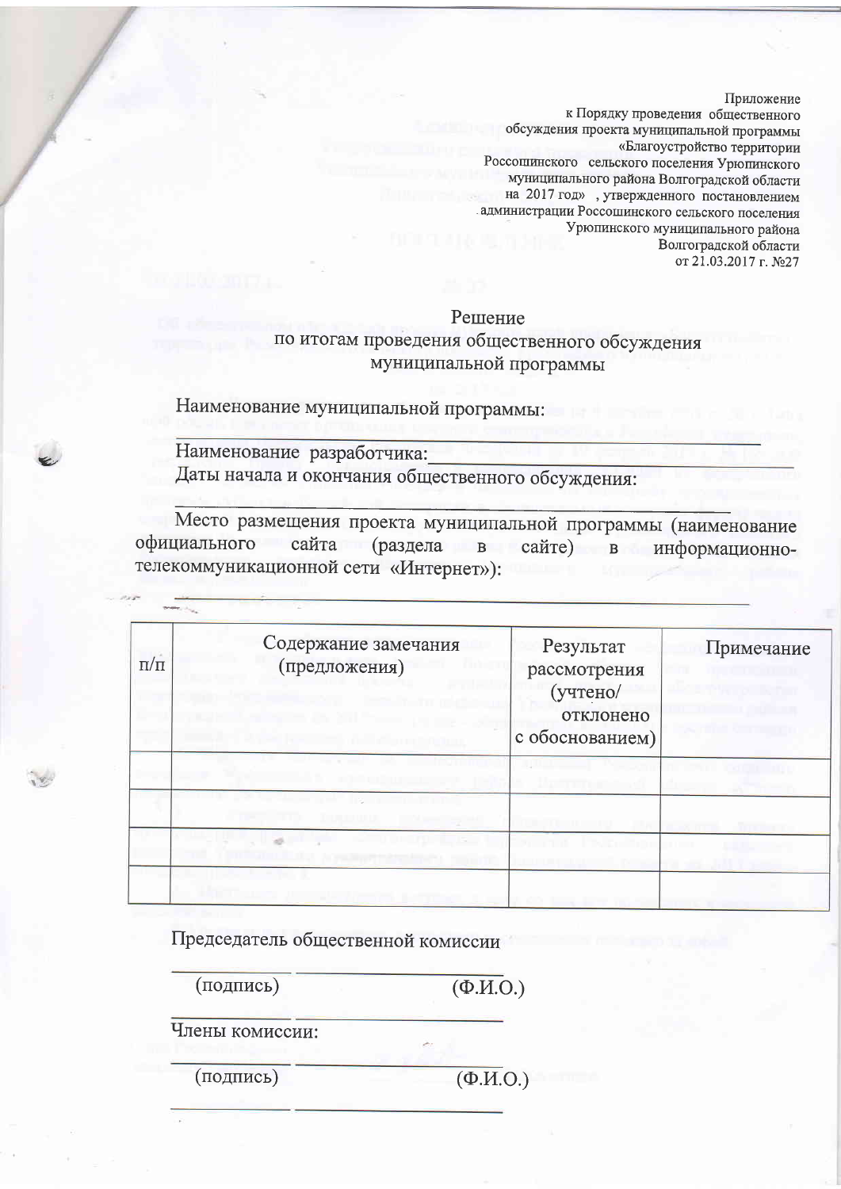Приложение
к Порядку проведения общественного
обсуждения проекта муниципальной программы
«Благоустройство территории
Россошинского сельского поселения Урюпинского
муниципального района Волгоградской области
на 2017 год», утвержденного постановлением
администрации Россошинского сельского поселения
Урюпинского муниципального района
Волгоградской области
от 21.03.2017 г. №27

# Решение
## по итогам проведения общественного обсуждения муниципальной программы

Наименование муниципальной программы: \_\_\_\_\_\_\_\_\_\_\_\_\_\_\_\_\_\_\_\_\_\_\_\_\_\_\_\_\_\_\_\_\_\_\_\_\_\_\_\_\_\_\_\_

Наименование разработчика: \_\_\_\_\_\_\_\_\_\_\_\_\_\_\_\_\_\_\_\_\_\_\_\_\_\_\_\_\_\_\_\_\_\_\_\_\_\_\_\_\_\_\_\_

Даты начала и окончания общественного обсуждения: \_\_\_\_\_\_\_\_\_\_\_\_\_\_\_\_\_\_\_\_\_\_\_\_\_\_\_\_\_\_\_\_\_\_\_\_\_\_\_\_\_\_\_\_

Место размещения проекта муниципальной программы (наименование официального сайта (раздела в сайте) в информационно-телекоммуникационной сети «Интернет»): \_\_\_\_\_\_\_\_\_\_\_\_\_\_\_\_\_\_\_\_\_\_\_\_\_\_\_\_\_\_\_\_\_\_\_\_\_\_\_\_\_\_\_\_

| п/п | Содержание замечания (предложения) | Результат рассмотрения (учтено/ отклонено с обоснованием) | Примечание |
|---|---|---|---|
| | | | |
| | | | |
| | | | |
| | | | |

Председатель общественной комиссии

\_\_\_\_\_\_\_\_\_\_\_\_ \_\_\_\_\_\_\_\_\_\_\_\_\_\_\_\_\_\_\_\_
(подпись) (Ф.И.О.)

\_\_\_\_\_\_\_\_\_\_\_\_\_\_\_\_\_\_\_\_\_\_\_\_\_\_\_\_\_\_\_\_

Члены комиссии:

\_\_\_\_\_\_\_\_\_\_\_\_\_\_\_\_\_\_\_\_\_\_\_\_\_\_\_\_\_\_\_\_
(подпись) (Ф.И.О.)

\_\_\_\_\_\_\_\_\_\_\_\_ \_\_\_\_\_\_\_\_\_\_\_\_\_\_\_\_\_\_\_\_